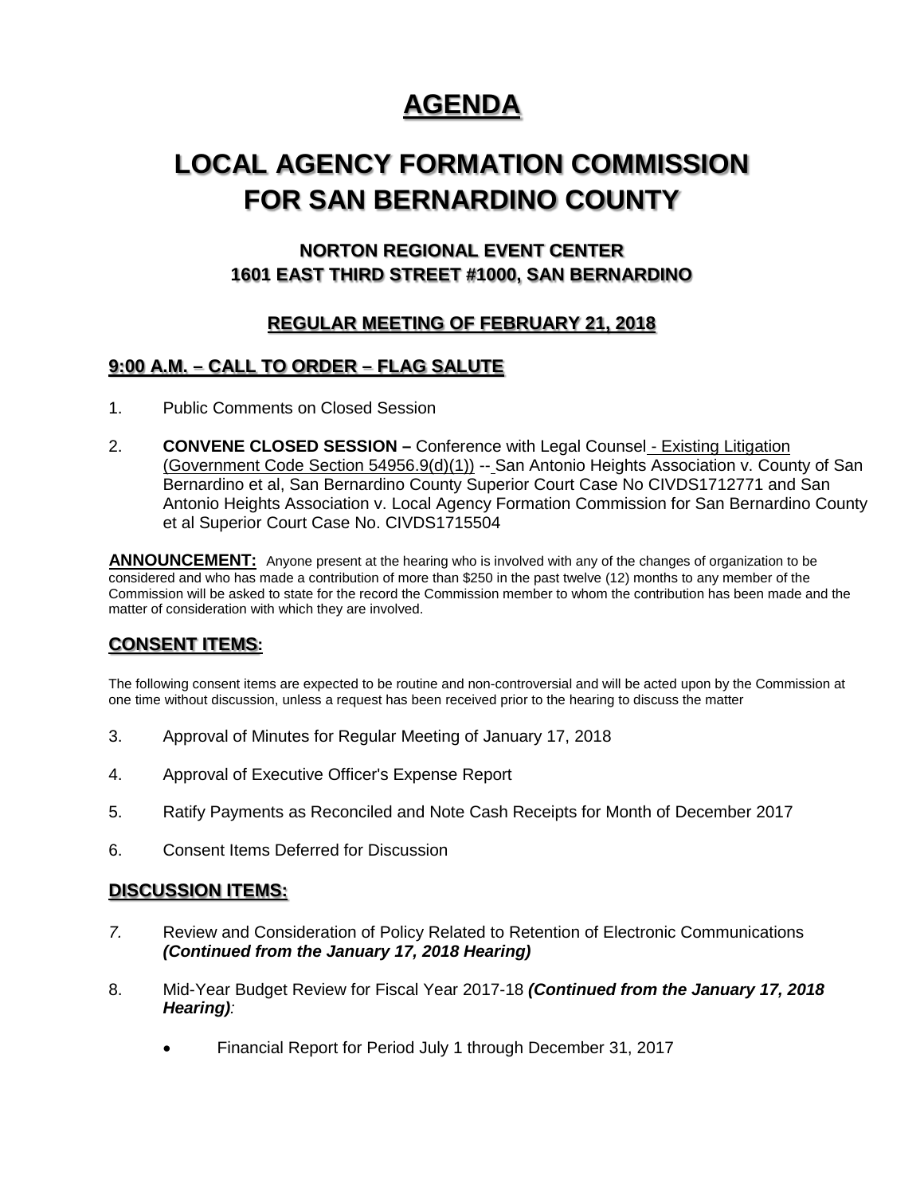# AGENDA

# LOCAL AGENCY FORMATION COMMISSION FOR SAN BERNARDINO COUNTY

### NORTON REGIONAL EVENT CENTER
### 1601 EAST THIRD STREET #1000, SAN BERNARDINO

### REGULAR MEETING OF FEBRUARY 21, 2018

## 9:00 A.M. – CALL TO ORDER – FLAG SALUTE

1. Public Comments on Closed Session

2. **CONVENE CLOSED SESSION –** Conference with Legal Counsel - Existing Litigation (Government Code Section 54956.9(d)(1)) -- San Antonio Heights Association v. County of San Bernardino et al, San Bernardino County Superior Court Case No CIVDS1712771 and San Antonio Heights Association v. Local Agency Formation Commission for San Bernardino County et al Superior Court Case No. CIVDS1715504

**ANNOUNCEMENT:** Anyone present at the hearing who is involved with any of the changes of organization to be considered and who has made a contribution of more than $250 in the past twelve (12) months to any member of the Commission will be asked to state for the record the Commission member to whom the contribution has been made and the matter of consideration with which they are involved.

## CONSENT ITEMS:

The following consent items are expected to be routine and non-controversial and will be acted upon by the Commission at one time without discussion, unless a request has been received prior to the hearing to discuss the matter

3. Approval of Minutes for Regular Meeting of January 17, 2018

4. Approval of Executive Officer's Expense Report

5. Ratify Payments as Reconciled and Note Cash Receipts for Month of December 2017

6. Consent Items Deferred for Discussion

## DISCUSSION ITEMS:

7. Review and Consideration of Policy Related to Retention of Electronic Communications ***(Continued from the January 17, 2018 Hearing)***

8. Mid-Year Budget Review for Fiscal Year 2017-18 ***(Continued from the January 17, 2018 Hearing):***

    - Financial Report for Period July 1 through December 31, 2017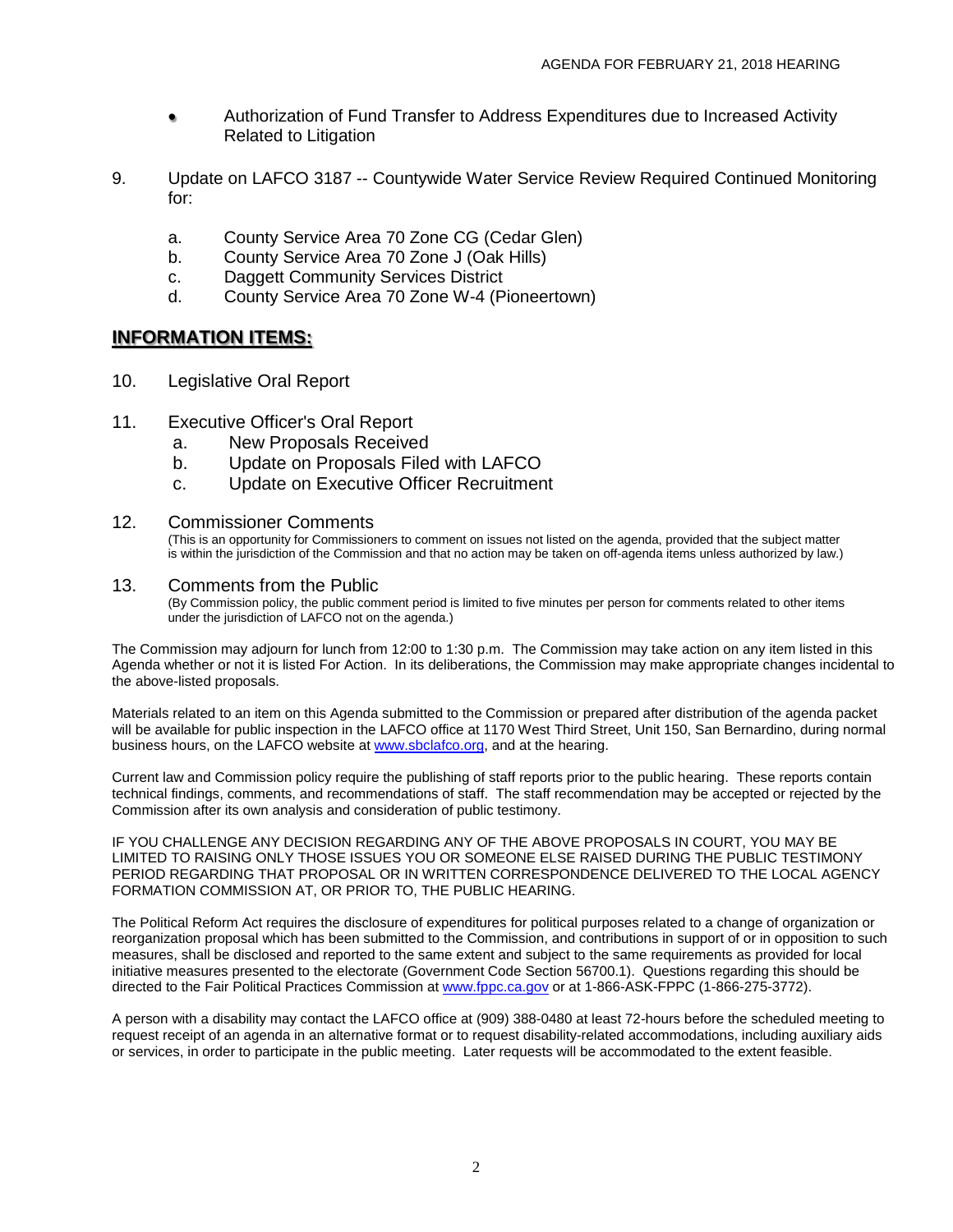- Authorization of Fund Transfer to Address Expenditures due to Increased Activity Related to Litigation

9. Update on LAFCO 3187 -- Countywide Water Service Review Required Continued Monitoring for:

   a. County Service Area 70 Zone CG (Cedar Glen)
   b. County Service Area 70 Zone J (Oak Hills)
   c. Daggett Community Services District
   d. County Service Area 70 Zone W-4 (Pioneertown)

## INFORMATION ITEMS:

10. Legislative Oral Report

11. Executive Officer's Oral Report
    a. New Proposals Received
    b. Update on Proposals Filed with LAFCO
    c. Update on Executive Officer Recruitment

12. Commissioner Comments
    (This is an opportunity for Commissioners to comment on issues not listed on the agenda, provided that the subject matter is within the jurisdiction of the Commission and that no action may be taken on off-agenda items unless authorized by law.)

13. Comments from the Public
    (By Commission policy, the public comment period is limited to five minutes per person for comments related to other items under the jurisdiction of LAFCO not on the agenda.)

The Commission may adjourn for lunch from 12:00 to 1:30 p.m. The Commission may take action on any item listed in this Agenda whether or not it is listed For Action. In its deliberations, the Commission may make appropriate changes incidental to the above-listed proposals.

Materials related to an item on this Agenda submitted to the Commission or prepared after distribution of the agenda packet will be available for public inspection in the LAFCO office at 1170 West Third Street, Unit 150, San Bernardino, during normal business hours, on the LAFCO website at www.sbclafco.org, and at the hearing.

Current law and Commission policy require the publishing of staff reports prior to the public hearing. These reports contain technical findings, comments, and recommendations of staff. The staff recommendation may be accepted or rejected by the Commission after its own analysis and consideration of public testimony.

IF YOU CHALLENGE ANY DECISION REGARDING ANY OF THE ABOVE PROPOSALS IN COURT, YOU MAY BE LIMITED TO RAISING ONLY THOSE ISSUES YOU OR SOMEONE ELSE RAISED DURING THE PUBLIC TESTIMONY PERIOD REGARDING THAT PROPOSAL OR IN WRITTEN CORRESPONDENCE DELIVERED TO THE LOCAL AGENCY FORMATION COMMISSION AT, OR PRIOR TO, THE PUBLIC HEARING.

The Political Reform Act requires the disclosure of expenditures for political purposes related to a change of organization or reorganization proposal which has been submitted to the Commission, and contributions in support of or in opposition to such measures, shall be disclosed and reported to the same extent and subject to the same requirements as provided for local initiative measures presented to the electorate (Government Code Section 56700.1). Questions regarding this should be directed to the Fair Political Practices Commission at www.fppc.ca.gov or at 1-866-ASK-FPPC (1-866-275-3772).

A person with a disability may contact the LAFCO office at (909) 388-0480 at least 72-hours before the scheduled meeting to request receipt of an agenda in an alternative format or to request disability-related accommodations, including auxiliary aids or services, in order to participate in the public meeting. Later requests will be accommodated to the extent feasible.